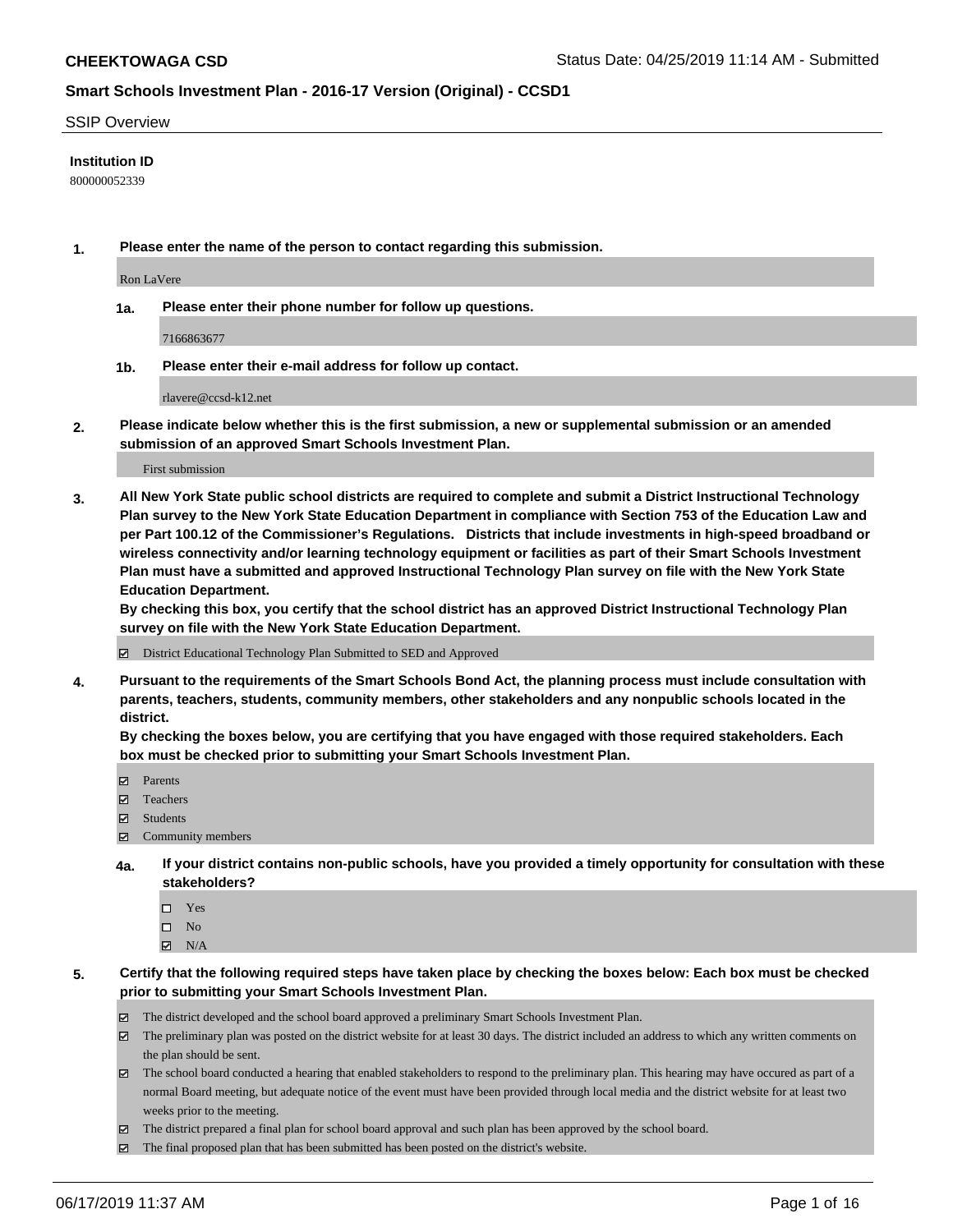## SSIP Overview

**Institution ID**

800000052339

**1. Please enter the name of the person to contact regarding this submission.**

Ron LaVere

**1a. Please enter their phone number for follow up questions.**

7166863677

**1b. Please enter their e-mail address for follow up contact.**

rlavere@ccsd-k12.net

**2. Please indicate below whether this is the first submission, a new or supplemental submission or an amended submission of an approved Smart Schools Investment Plan.**

First submission

**3. All New York State public school districts are required to complete and submit a District Instructional Technology Plan survey to the New York State Education Department in compliance with Section 753 of the Education Law and per Part 100.12 of the Commissioner's Regulations. Districts that include investments in high-speed broadband or wireless connectivity and/or learning technology equipment or facilities as part of their Smart Schools Investment Plan must have a submitted and approved Instructional Technology Plan survey on file with the New York State Education Department.**

**By checking this box, you certify that the school district has an approved District Instructional Technology Plan survey on file with the New York State Education Department.**

- [x] District Educational Technology Plan Submitted to SED and Approved

**4. Pursuant to the requirements of the Smart Schools Bond Act, the planning process must include consultation with parents, teachers, students, community members, other stakeholders and any nonpublic schools located in the district.**

**By checking the boxes below, you are certifying that you have engaged with those required stakeholders. Each box must be checked prior to submitting your Smart Schools Investment Plan.**

- [x] Parents
- [x] Teachers
- [x] Students
- [x] Community members

**4a. If your district contains non-public schools, have you provided a timely opportunity for consultation with these stakeholders?**

- [ ] Yes
- [ ] No
- [x] N/A

**5. Certify that the following required steps have taken place by checking the boxes below: Each box must be checked prior to submitting your Smart Schools Investment Plan.**

- [x] The district developed and the school board approved a preliminary Smart Schools Investment Plan.
- [x] The preliminary plan was posted on the district website for at least 30 days. The district included an address to which any written comments on the plan should be sent.
- [x] The school board conducted a hearing that enabled stakeholders to respond to the preliminary plan. This hearing may have occured as part of a normal Board meeting, but adequate notice of the event must have been provided through local media and the district website for at least two weeks prior to the meeting.
- [x] The district prepared a final plan for school board approval and such plan has been approved by the school board.
- [x] The final proposed plan that has been submitted has been posted on the district's website.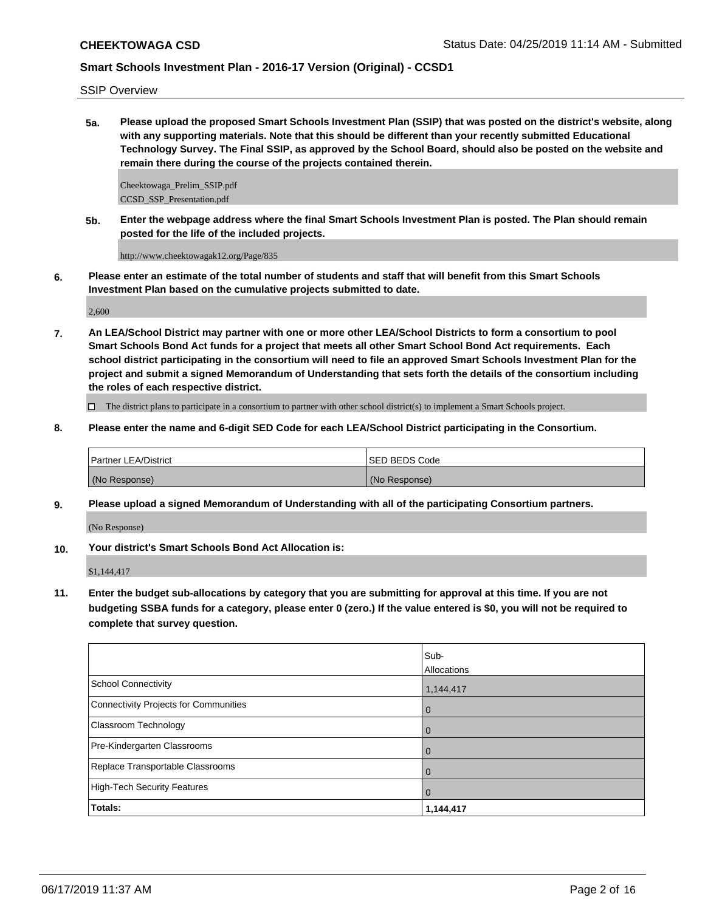## SSIP Overview

**5a. Please upload the proposed Smart Schools Investment Plan (SSIP) that was posted on the district's website, along with any supporting materials. Note that this should be different than your recently submitted Educational Technology Survey. The Final SSIP, as approved by the School Board, should also be posted on the website and remain there during the course of the projects contained therein.**

Cheektowaga_Prelim_SSIP.pdf
CCSD_SSP_Presentation.pdf

**5b. Enter the webpage address where the final Smart Schools Investment Plan is posted. The Plan should remain posted for the life of the included projects.**

http://www.cheektowagak12.org/Page/835

**6. Please enter an estimate of the total number of students and staff that will benefit from this Smart Schools Investment Plan based on the cumulative projects submitted to date.**

2,600

**7. An LEA/School District may partner with one or more other LEA/School Districts to form a consortium to pool Smart Schools Bond Act funds for a project that meets all other Smart School Bond Act requirements. Each school district participating in the consortium will need to file an approved Smart Schools Investment Plan for the project and submit a signed Memorandum of Understanding that sets forth the details of the consortium including the roles of each respective district.**

☐ The district plans to participate in a consortium to partner with other school district(s) to implement a Smart Schools project.

**8. Please enter the name and 6-digit SED Code for each LEA/School District participating in the Consortium.**

| Partner LEA/District | SED BEDS Code |
| --- | --- |
| (No Response) | (No Response) |

**9. Please upload a signed Memorandum of Understanding with all of the participating Consortium partners.**

(No Response)

**10. Your district's Smart Schools Bond Act Allocation is:**

$1,144,417

**11. Enter the budget sub-allocations by category that you are submitting for approval at this time. If you are not budgeting SSBA funds for a category, please enter 0 (zero.) If the value entered is $0, you will not be required to complete that survey question.**

| | Sub-Allocations |
| --- | --- |
| School Connectivity | 1,144,417 |
| Connectivity Projects for Communities | 0 |
| Classroom Technology | 0 |
| Pre-Kindergarten Classrooms | 0 |
| Replace Transportable Classrooms | 0 |
| High-Tech Security Features | 0 |
| **Totals:** | **1,144,417** |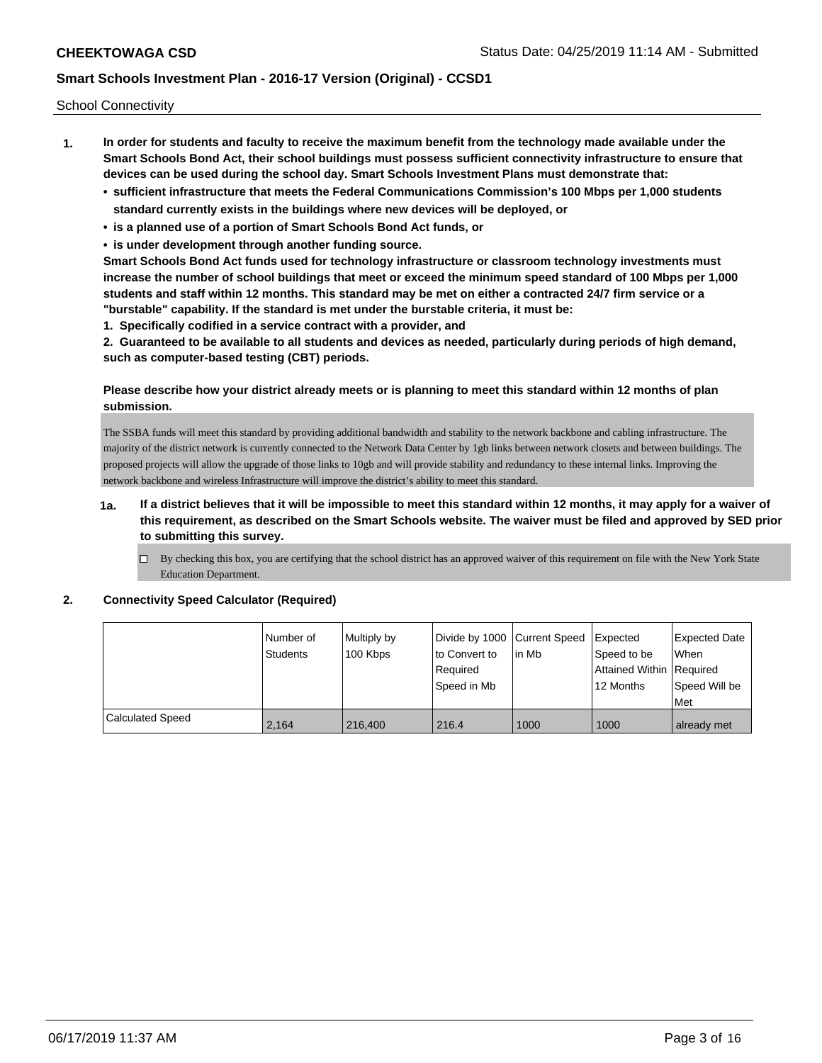School Connectivity

1. **In order for students and faculty to receive the maximum benefit from the technology made available under the Smart Schools Bond Act, their school buildings must possess sufficient connectivity infrastructure to ensure that devices can be used during the school day. Smart Schools Investment Plans must demonstrate that:**
   - **sufficient infrastructure that meets the Federal Communications Commission's 100 Mbps per 1,000 students standard currently exists in the buildings where new devices will be deployed, or**
   - **is a planned use of a portion of Smart Schools Bond Act funds, or**
   - **is under development through another funding source.**

   **Smart Schools Bond Act funds used for technology infrastructure or classroom technology investments must increase the number of school buildings that meet or exceed the minimum speed standard of 100 Mbps per 1,000 students and staff within 12 months. This standard may be met on either a contracted 24/7 firm service or a "burstable" capability. If the standard is met under the burstable criteria, it must be:**

   **1. Specifically codified in a service contract with a provider, and**

   **2. Guaranteed to be available to all students and devices as needed, particularly during periods of high demand, such as computer-based testing (CBT) periods.**

   **Please describe how your district already meets or is planning to meet this standard within 12 months of plan submission.**

   The SSBA funds will meet this standard by providing additional bandwidth and stability to the network backbone and cabling infrastructure. The majority of the district network is currently connected to the Network Data Center by 1gb links between network closets and between buildings. The proposed projects will allow the upgrade of those links to 10gb and will provide stability and redundancy to these internal links. Improving the network backbone and wireless Infrastructure will improve the district's ability to meet this standard.

   **1a. If a district believes that it will be impossible to meet this standard within 12 months, it may apply for a waiver of this requirement, as described on the Smart Schools website. The waiver must be filed and approved by SED prior to submitting this survey.**

   ☐ By checking this box, you are certifying that the school district has an approved waiver of this requirement on file with the New York State Education Department.

2. **Connectivity Speed Calculator (Required)**

| | Number of Students | Multiply by 100 Kbps | Divide by 1000 to Convert to Required Speed in Mb | Current Speed in Mb | Expected Speed to be Attained Within 12 Months | Expected Date When Required Speed Will be Met |
|---|---|---|---|---|---|---|
| Calculated Speed | 2,164 | 216,400 | 216.4 | 1000 | 1000 | already met |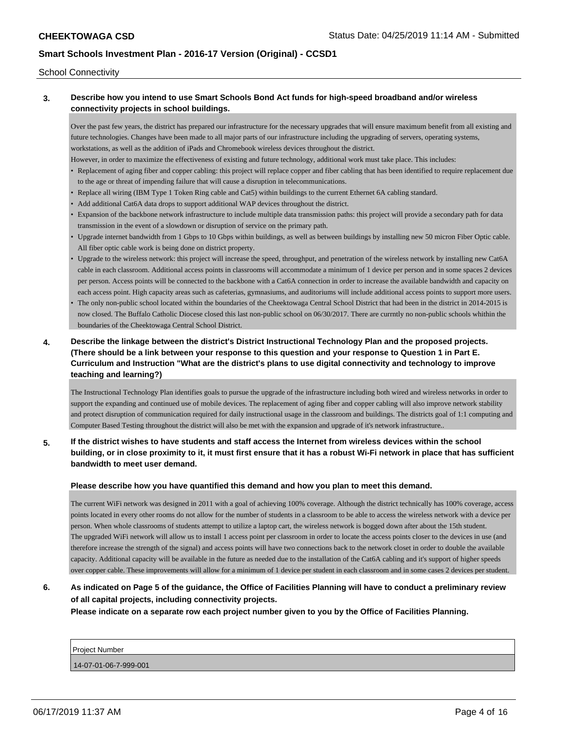## School Connectivity

**3. Describe how you intend to use Smart Schools Bond Act funds for high-speed broadband and/or wireless connectivity projects in school buildings.**

Over the past few years, the district has prepared our infrastructure for the necessary upgrades that will ensure maximum benefit from all existing and future technologies. Changes have been made to all major parts of our infrastructure including the upgrading of servers, operating systems, workstations, as well as the addition of iPads and Chromebook wireless devices throughout the district.
However, in order to maximize the effectiveness of existing and future technology, additional work must take place. This includes:

- Replacement of aging fiber and copper cabling: this project will replace copper and fiber cabling that has been identified to require replacement due to the age or threat of impending failure that will cause a disruption in telecommunications.
- Replace all wiring (IBM Type 1 Token Ring cable and Cat5) within buildings to the current Ethernet 6A cabling standard.
- Add additional Cat6A data drops to support additional WAP devices throughout the district.
- Expansion of the backbone network infrastructure to include multiple data transmission paths: this project will provide a secondary path for data transmission in the event of a slowdown or disruption of service on the primary path.
- Upgrade internet bandwidth from 1 Gbps to 10 Gbps within buildings, as well as between buildings by installing new 50 micron Fiber Optic cable. All fiber optic cable work is being done on district property.
- Upgrade to the wireless network: this project will increase the speed, throughput, and penetration of the wireless network by installing new Cat6A cable in each classroom. Additional access points in classrooms will accommodate a minimum of 1 device per person and in some spaces 2 devices per person. Access points will be connected to the backbone with a Cat6A connection in order to increase the available bandwidth and capacity on each access point. High capacity areas such as cafeterias, gymnasiums, and auditoriums will include additional access points to support more users.
- The only non-public school located within the boundaries of the Cheektowaga Central School District that had been in the district in 2014-2015 is now closed. The Buffalo Catholic Diocese closed this last non-public school on 06/30/2017. There are currntly no non-public schools whithin the boundaries of the Cheektowaga Central School District.

**4. Describe the linkage between the district's District Instructional Technology Plan and the proposed projects. (There should be a link between your response to this question and your response to Question 1 in Part E. Curriculum and Instruction "What are the district's plans to use digital connectivity and technology to improve teaching and learning?)**

The Instructional Technology Plan identifies goals to pursue the upgrade of the infrastructure including both wired and wireless networks in order to support the expanding and continued use of mobile devices. The replacement of aging fiber and copper cabling will also improve network stability and protect disruption of communication required for daily instructional usage in the classroom and buildings. The districts goal of 1:1 computing and Computer Based Testing throughout the district will also be met with the expansion and upgrade of it's network infrastructure..

**5. If the district wishes to have students and staff access the Internet from wireless devices within the school building, or in close proximity to it, it must first ensure that it has a robust Wi-Fi network in place that has sufficient bandwidth to meet user demand.**

**Please describe how you have quantified this demand and how you plan to meet this demand.**

The current WiFi network was designed in 2011 with a goal of achieving 100% coverage. Although the district technically has 100% coverage, access points located in every other rooms do not allow for the number of students in a classroom to be able to access the wireless network with a device per person. When whole classrooms of students attempt to utilize a laptop cart, the wireless network is bogged down after about the 15th student.
The upgraded WiFi network will allow us to install 1 access point per classroom in order to locate the access points closer to the devices in use (and therefore increase the strength of the signal) and access points will have two connections back to the network closet in order to double the available capacity. Additional capacity will be available in the future as needed due to the installation of the Cat6A cabling and it's support of higher speeds over copper cable. These improvements will allow for a minimum of 1 device per student in each classroom and in some cases 2 devices per student.

**6. As indicated on Page 5 of the guidance, the Office of Facilities Planning will have to conduct a preliminary review of all capital projects, including connectivity projects.**
**Please indicate on a separate row each project number given to you by the Office of Facilities Planning.**

| Project Number |
| --- |
| 14-07-01-06-7-999-001 |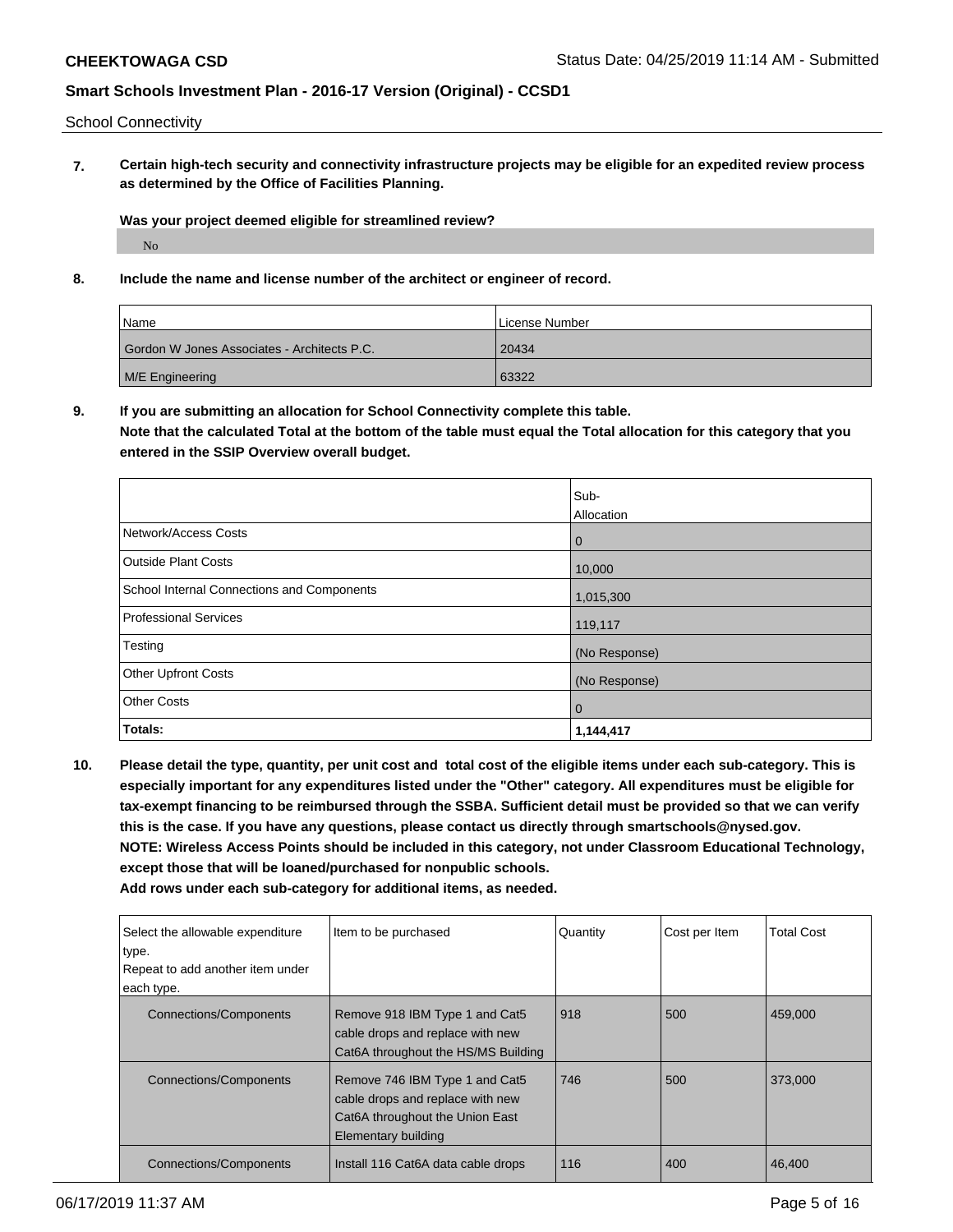School Connectivity

**7. Certain high-tech security and connectivity infrastructure projects may be eligible for an expedited review process as determined by the Office of Facilities Planning.**

**Was your project deemed eligible for streamlined review?**

No

**8. Include the name and license number of the architect or engineer of record.**

| Name | License Number |
|---|---|
| Gordon W Jones Associates - Architects P.C. | 20434 |
| M/E Engineering | 63322 |

**9. If you are submitting an allocation for School Connectivity complete this table. Note that the calculated Total at the bottom of the table must equal the Total allocation for this category that you entered in the SSIP Overview overall budget.**

| | Sub-Allocation |
|---|---|
| Network/Access Costs | 0 |
| Outside Plant Costs | 10,000 |
| School Internal Connections and Components | 1,015,300 |
| Professional Services | 119,117 |
| Testing | (No Response) |
| Other Upfront Costs | (No Response) |
| Other Costs | 0 |
| **Totals:** | **1,144,417** |

**10. Please detail the type, quantity, per unit cost and total cost of the eligible items under each sub-category. This is especially important for any expenditures listed under the "Other" category. All expenditures must be eligible for tax-exempt financing to be reimbursed through the SSBA. Sufficient detail must be provided so that we can verify this is the case. If you have any questions, please contact us directly through smartschools@nysed.gov. NOTE: Wireless Access Points should be included in this category, not under Classroom Educational Technology, except those that will be loaned/purchased for nonpublic schools. Add rows under each sub-category for additional items, as needed.**

| Select the allowable expenditure type. Repeat to add another item under each type. | Item to be purchased | Quantity | Cost per Item | Total Cost |
|---|---|---|---|---|
| Connections/Components | Remove 918 IBM Type 1 and Cat5 cable drops and replace with new Cat6A throughout the HS/MS Building | 918 | 500 | 459,000 |
| Connections/Components | Remove 746 IBM Type 1 and Cat5 cable drops and replace with new Cat6A throughout the Union East Elementary building | 746 | 500 | 373,000 |
| Connections/Components | Install 116 Cat6A data cable drops | 116 | 400 | 46,400 |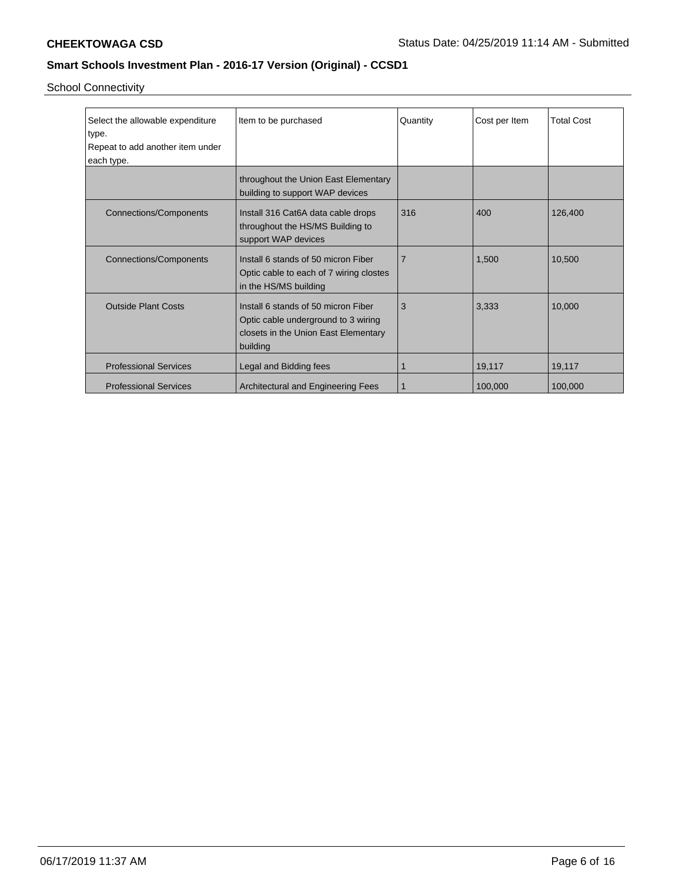## Smart Schools Investment Plan - 2016-17 Version (Original) - CCSD1

School Connectivity

| Select the allowable expenditure type. Repeat to add another item under each type. | Item to be purchased | Quantity | Cost per Item | Total Cost |
|---|---|---|---|---|
| | throughout the Union East Elementary building to support WAP devices | | | |
| Connections/Components | Install 316 Cat6A data cable drops throughout the HS/MS Building to support WAP devices | 316 | 400 | 126,400 |
| Connections/Components | Install 6 stands of 50 micron Fiber Optic cable to each of 7 wiring clostes in the HS/MS building | 7 | 1,500 | 10,500 |
| Outside Plant Costs | Install 6 stands of 50 micron Fiber Optic cable underground to 3 wiring closets in the Union East Elementary building | 3 | 3,333 | 10,000 |
| Professional Services | Legal and Bidding fees | 1 | 19,117 | 19,117 |
| Professional Services | Architectural and Engineering Fees | 1 | 100,000 | 100,000 |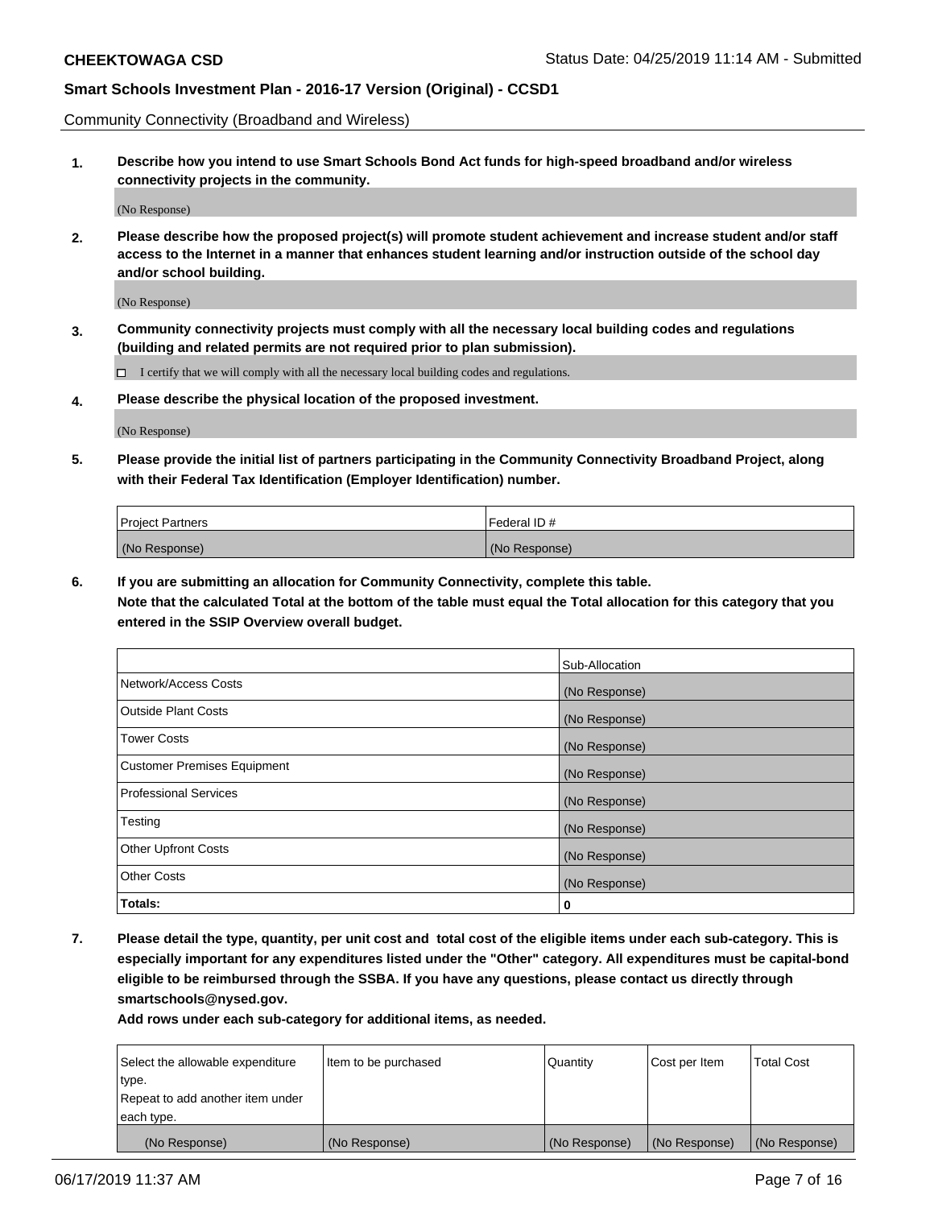Community Connectivity (Broadband and Wireless)

**1. Describe how you intend to use Smart Schools Bond Act funds for high-speed broadband and/or wireless connectivity projects in the community.**

(No Response)

**2. Please describe how the proposed project(s) will promote student achievement and increase student and/or staff access to the Internet in a manner that enhances student learning and/or instruction outside of the school day and/or school building.**

(No Response)

**3. Community connectivity projects must comply with all the necessary local building codes and regulations (building and related permits are not required prior to plan submission).**

☐ I certify that we will comply with all the necessary local building codes and regulations.

**4. Please describe the physical location of the proposed investment.**

(No Response)

**5. Please provide the initial list of partners participating in the Community Connectivity Broadband Project, along with their Federal Tax Identification (Employer Identification) number.**

| Project Partners | Federal ID # |
|---|---|
| (No Response) | (No Response) |

**6. If you are submitting an allocation for Community Connectivity, complete this table. Note that the calculated Total at the bottom of the table must equal the Total allocation for this category that you entered in the SSIP Overview overall budget.**

| | Sub-Allocation |
|---|---|
| Network/Access Costs | (No Response) |
| Outside Plant Costs | (No Response) |
| Tower Costs | (No Response) |
| Customer Premises Equipment | (No Response) |
| Professional Services | (No Response) |
| Testing | (No Response) |
| Other Upfront Costs | (No Response) |
| Other Costs | (No Response) |
| **Totals:** | **0** |

**7. Please detail the type, quantity, per unit cost and total cost of the eligible items under each sub-category. This is especially important for any expenditures listed under the "Other" category. All expenditures must be capital-bond eligible to be reimbursed through the SSBA. If you have any questions, please contact us directly through smartschools@nysed.gov.**

**Add rows under each sub-category for additional items, as needed.**

| Select the allowable expenditure type. Repeat to add another item under each type. | Item to be purchased | Quantity | Cost per Item | Total Cost |
|---|---|---|---|---|
| (No Response) | (No Response) | (No Response) | (No Response) | (No Response) |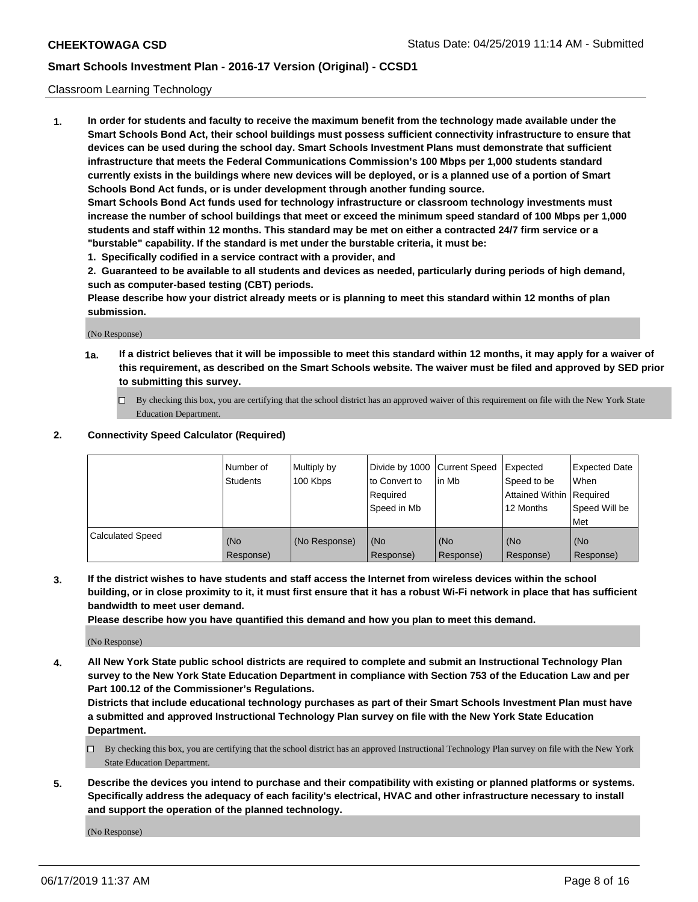Classroom Learning Technology

1. **In order for students and faculty to receive the maximum benefit from the technology made available under the Smart Schools Bond Act, their school buildings must possess sufficient connectivity infrastructure to ensure that devices can be used during the school day. Smart Schools Investment Plans must demonstrate that sufficient infrastructure that meets the Federal Communications Commission's 100 Mbps per 1,000 students standard currently exists in the buildings where new devices will be deployed, or is a planned use of a portion of Smart Schools Bond Act funds, or is under development through another funding source.**
   **Smart Schools Bond Act funds used for technology infrastructure or classroom technology investments must increase the number of school buildings that meet or exceed the minimum speed standard of 100 Mbps per 1,000 students and staff within 12 months. This standard may be met on either a contracted 24/7 firm service or a "burstable" capability. If the standard is met under the burstable criteria, it must be:**
   **1. Specifically codified in a service contract with a provider, and**
   **2. Guaranteed to be available to all students and devices as needed, particularly during periods of high demand, such as computer-based testing (CBT) periods.**
   **Please describe how your district already meets or is planning to meet this standard within 12 months of plan submission.**

   (No Response)

   **1a. If a district believes that it will be impossible to meet this standard within 12 months, it may apply for a waiver of this requirement, as described on the Smart Schools website. The waiver must be filed and approved by SED prior to submitting this survey.**

   ☐ By checking this box, you are certifying that the school district has an approved waiver of this requirement on file with the New York State Education Department.

2. **Connectivity Speed Calculator (Required)**

| | Number of Students | Multiply by 100 Kbps | Divide by 1000 to Convert to Required Speed in Mb | Current Speed in Mb | Expected Speed to be Attained Within 12 Months | Expected Date When Required Speed Will be Met |
|---|---|---|---|---|---|---|
| Calculated Speed | (No Response) | (No Response) | (No Response) | (No Response) | (No Response) | (No Response) |

3. **If the district wishes to have students and staff access the Internet from wireless devices within the school building, or in close proximity to it, it must first ensure that it has a robust Wi-Fi network in place that has sufficient bandwidth to meet user demand.**
   **Please describe how you have quantified this demand and how you plan to meet this demand.**

   (No Response)

4. **All New York State public school districts are required to complete and submit an Instructional Technology Plan survey to the New York State Education Department in compliance with Section 753 of the Education Law and per Part 100.12 of the Commissioner's Regulations.**
   **Districts that include educational technology purchases as part of their Smart Schools Investment Plan must have a submitted and approved Instructional Technology Plan survey on file with the New York State Education Department.**

   ☐ By checking this box, you are certifying that the school district has an approved Instructional Technology Plan survey on file with the New York State Education Department.

5. **Describe the devices you intend to purchase and their compatibility with existing or planned platforms or systems. Specifically address the adequacy of each facility's electrical, HVAC and other infrastructure necessary to install and support the operation of the planned technology.**

   (No Response)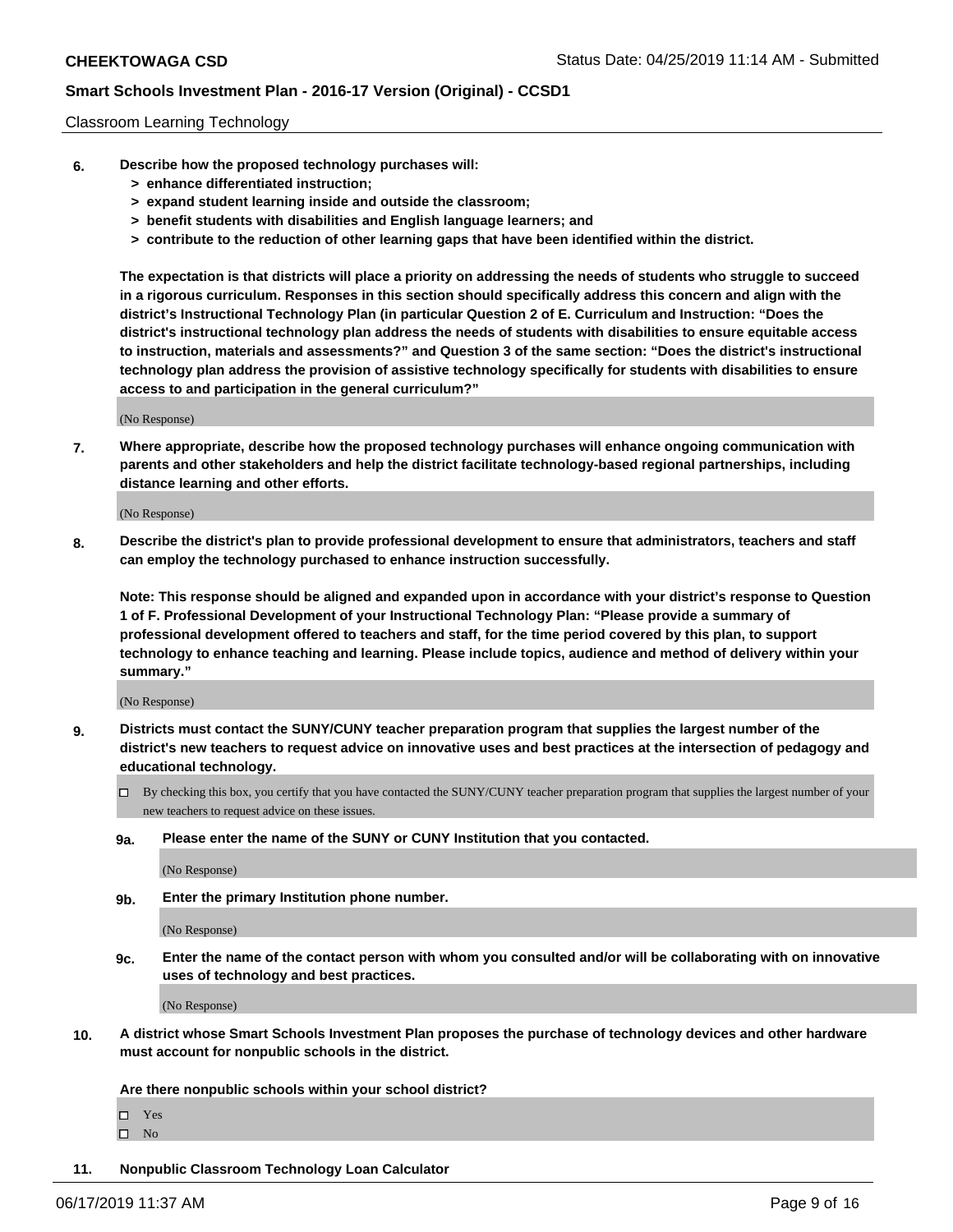Classroom Learning Technology

**6. Describe how the proposed technology purchases will:**
**> enhance differentiated instruction;**
**> expand student learning inside and outside the classroom;**
**> benefit students with disabilities and English language learners; and**
**> contribute to the reduction of other learning gaps that have been identified within the district.**

**The expectation is that districts will place a priority on addressing the needs of students who struggle to succeed in a rigorous curriculum. Responses in this section should specifically address this concern and align with the district's Instructional Technology Plan (in particular Question 2 of E. Curriculum and Instruction: "Does the district's instructional technology plan address the needs of students with disabilities to ensure equitable access to instruction, materials and assessments?" and Question 3 of the same section: "Does the district's instructional technology plan address the provision of assistive technology specifically for students with disabilities to ensure access to and participation in the general curriculum?"**

(No Response)

**7. Where appropriate, describe how the proposed technology purchases will enhance ongoing communication with parents and other stakeholders and help the district facilitate technology-based regional partnerships, including distance learning and other efforts.**

(No Response)

**8. Describe the district's plan to provide professional development to ensure that administrators, teachers and staff can employ the technology purchased to enhance instruction successfully.**

**Note: This response should be aligned and expanded upon in accordance with your district's response to Question 1 of F. Professional Development of your Instructional Technology Plan: "Please provide a summary of professional development offered to teachers and staff, for the time period covered by this plan, to support technology to enhance teaching and learning. Please include topics, audience and method of delivery within your summary."**

(No Response)

**9. Districts must contact the SUNY/CUNY teacher preparation program that supplies the largest number of the district's new teachers to request advice on innovative uses and best practices at the intersection of pedagogy and educational technology.**

☐ By checking this box, you certify that you have contacted the SUNY/CUNY teacher preparation program that supplies the largest number of your new teachers to request advice on these issues.

**9a. Please enter the name of the SUNY or CUNY Institution that you contacted.**

(No Response)

**9b. Enter the primary Institution phone number.**

(No Response)

**9c. Enter the name of the contact person with whom you consulted and/or will be collaborating with on innovative uses of technology and best practices.**

(No Response)

**10. A district whose Smart Schools Investment Plan proposes the purchase of technology devices and other hardware must account for nonpublic schools in the district.**

**Are there nonpublic schools within your school district?**

☐ Yes
☐ No

**11. Nonpublic Classroom Technology Loan Calculator**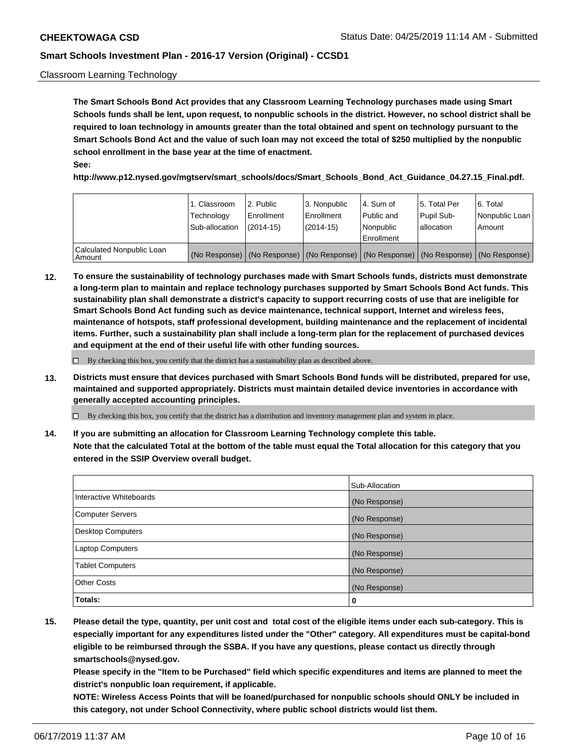Classroom Learning Technology

**The Smart Schools Bond Act provides that any Classroom Learning Technology purchases made using Smart Schools funds shall be lent, upon request, to nonpublic schools in the district. However, no school district shall be required to loan technology in amounts greater than the total obtained and spent on technology pursuant to the Smart Schools Bond Act and the value of such loan may not exceed the total of $250 multiplied by the nonpublic school enrollment in the base year at the time of enactment.**

**See:**

**http://www.p12.nysed.gov/mgtserv/smart_schools/docs/Smart_Schools_Bond_Act_Guidance_04.27.15_Final.pdf.**

| | 1. Classroom Technology Sub-allocation | 2. Public Enrollment (2014-15) | 3. Nonpublic Enrollment (2014-15) | 4. Sum of Public and Nonpublic Enrollment | 5. Total Per Pupil Sub-allocation | 6. Total Nonpublic Loan Amount |
|---|---|---|---|---|---|---|
| Calculated Nonpublic Loan Amount | (No Response) | (No Response) | (No Response) | (No Response) | (No Response) | (No Response) |

**12. To ensure the sustainability of technology purchases made with Smart Schools funds, districts must demonstrate a long-term plan to maintain and replace technology purchases supported by Smart Schools Bond Act funds. This sustainability plan shall demonstrate a district's capacity to support recurring costs of use that are ineligible for Smart Schools Bond Act funding such as device maintenance, technical support, Internet and wireless fees, maintenance of hotspots, staff professional development, building maintenance and the replacement of incidental items. Further, such a sustainability plan shall include a long-term plan for the replacement of purchased devices and equipment at the end of their useful life with other funding sources.**

☐ By checking this box, you certify that the district has a sustainability plan as described above.

**13. Districts must ensure that devices purchased with Smart Schools Bond funds will be distributed, prepared for use, maintained and supported appropriately. Districts must maintain detailed device inventories in accordance with generally accepted accounting principles.**

☐ By checking this box, you certify that the district has a distribution and inventory management plan and system in place.

**14. If you are submitting an allocation for Classroom Learning Technology complete this table. Note that the calculated Total at the bottom of the table must equal the Total allocation for this category that you entered in the SSIP Overview overall budget.**

| | Sub-Allocation |
|---|---|
| Interactive Whiteboards | (No Response) |
| Computer Servers | (No Response) |
| Desktop Computers | (No Response) |
| Laptop Computers | (No Response) |
| Tablet Computers | (No Response) |
| Other Costs | (No Response) |
| **Totals:** | **0** |

**15. Please detail the type, quantity, per unit cost and total cost of the eligible items under each sub-category. This is especially important for any expenditures listed under the "Other" category. All expenditures must be capital-bond eligible to be reimbursed through the SSBA. If you have any questions, please contact us directly through smartschools@nysed.gov.**

**Please specify in the "Item to be Purchased" field which specific expenditures and items are planned to meet the district's nonpublic loan requirement, if applicable.**

**NOTE: Wireless Access Points that will be loaned/purchased for nonpublic schools should ONLY be included in this category, not under School Connectivity, where public school districts would list them.**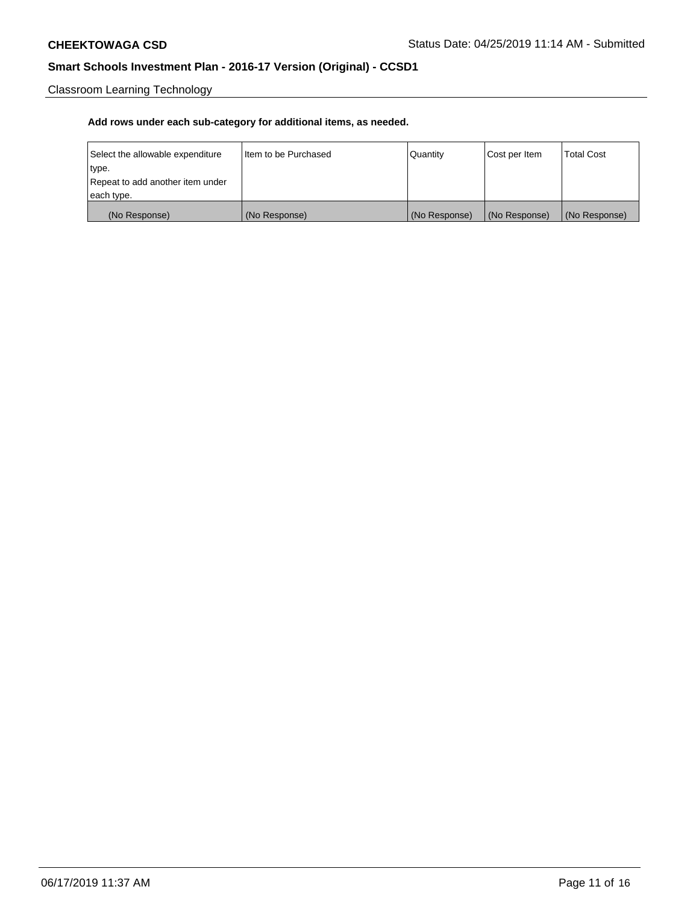Classroom Learning Technology

**Add rows under each sub-category for additional items, as needed.**

| Select the allowable expenditure type. Repeat to add another item under each type. | Item to be Purchased | Quantity | Cost per Item | Total Cost |
|---|---|---|---|---|
| (No Response) | (No Response) | (No Response) | (No Response) | (No Response) |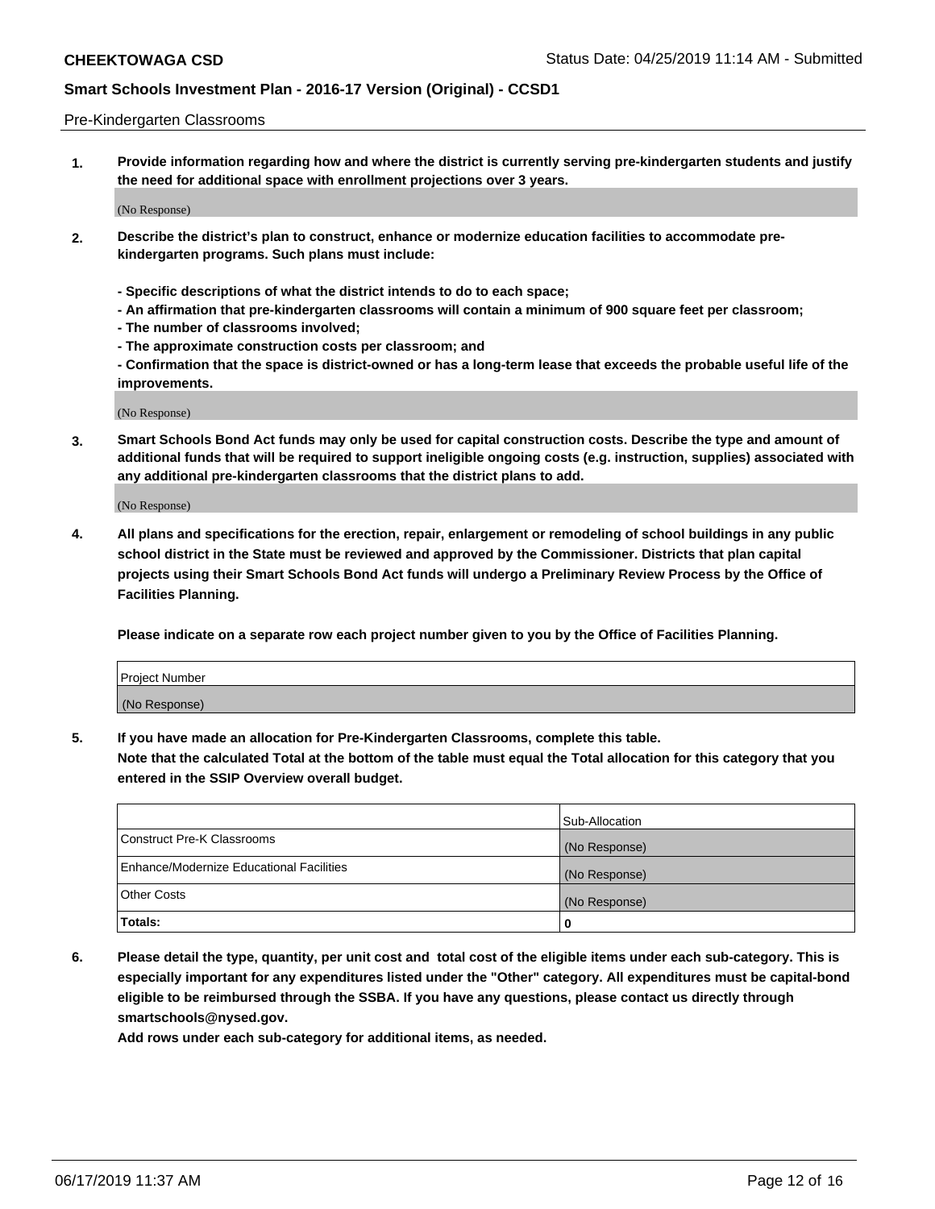Pre-Kindergarten Classrooms

1. **Provide information regarding how and where the district is currently serving pre-kindergarten students and justify the need for additional space with enrollment projections over 3 years.**

(No Response)

2. **Describe the district's plan to construct, enhance or modernize education facilities to accommodate pre-kindergarten programs. Such plans must include:**

   **- Specific descriptions of what the district intends to do to each space;**
   **- An affirmation that pre-kindergarten classrooms will contain a minimum of 900 square feet per classroom;**
   **- The number of classrooms involved;**
   **- The approximate construction costs per classroom; and**
   **- Confirmation that the space is district-owned or has a long-term lease that exceeds the probable useful life of the improvements.**

(No Response)

3. **Smart Schools Bond Act funds may only be used for capital construction costs. Describe the type and amount of additional funds that will be required to support ineligible ongoing costs (e.g. instruction, supplies) associated with any additional pre-kindergarten classrooms that the district plans to add.**

(No Response)

4. **All plans and specifications for the erection, repair, enlargement or remodeling of school buildings in any public school district in the State must be reviewed and approved by the Commissioner. Districts that plan capital projects using their Smart Schools Bond Act funds will undergo a Preliminary Review Process by the Office of Facilities Planning.**

   **Please indicate on a separate row each project number given to you by the Office of Facilities Planning.**

| Project Number |
| --- |
| (No Response) |

5. **If you have made an allocation for Pre-Kindergarten Classrooms, complete this table.**
   **Note that the calculated Total at the bottom of the table must equal the Total allocation for this category that you entered in the SSIP Overview overall budget.**

| | Sub-Allocation |
| --- | --- |
| Construct Pre-K Classrooms | (No Response) |
| Enhance/Modernize Educational Facilities | (No Response) |
| Other Costs | (No Response) |
| **Totals:** | **0** |

6. **Please detail the type, quantity, per unit cost and total cost of the eligible items under each sub-category. This is especially important for any expenditures listed under the "Other" category. All expenditures must be capital-bond eligible to be reimbursed through the SSBA. If you have any questions, please contact us directly through smartschools@nysed.gov.**
   **Add rows under each sub-category for additional items, as needed.**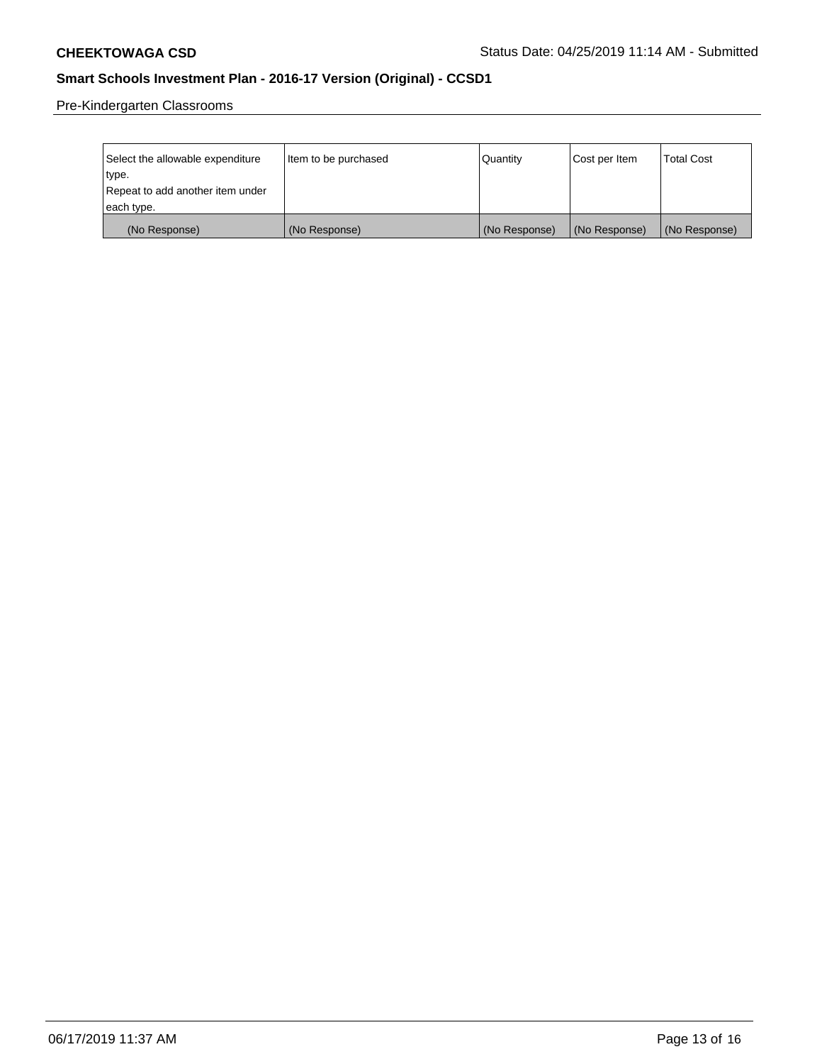Pre-Kindergarten Classrooms

| Select the allowable expenditure type. Repeat to add another item under each type. | Item to be purchased | Quantity | Cost per Item | Total Cost |
|---|---|---|---|---|
| (No Response) | (No Response) | (No Response) | (No Response) | (No Response) |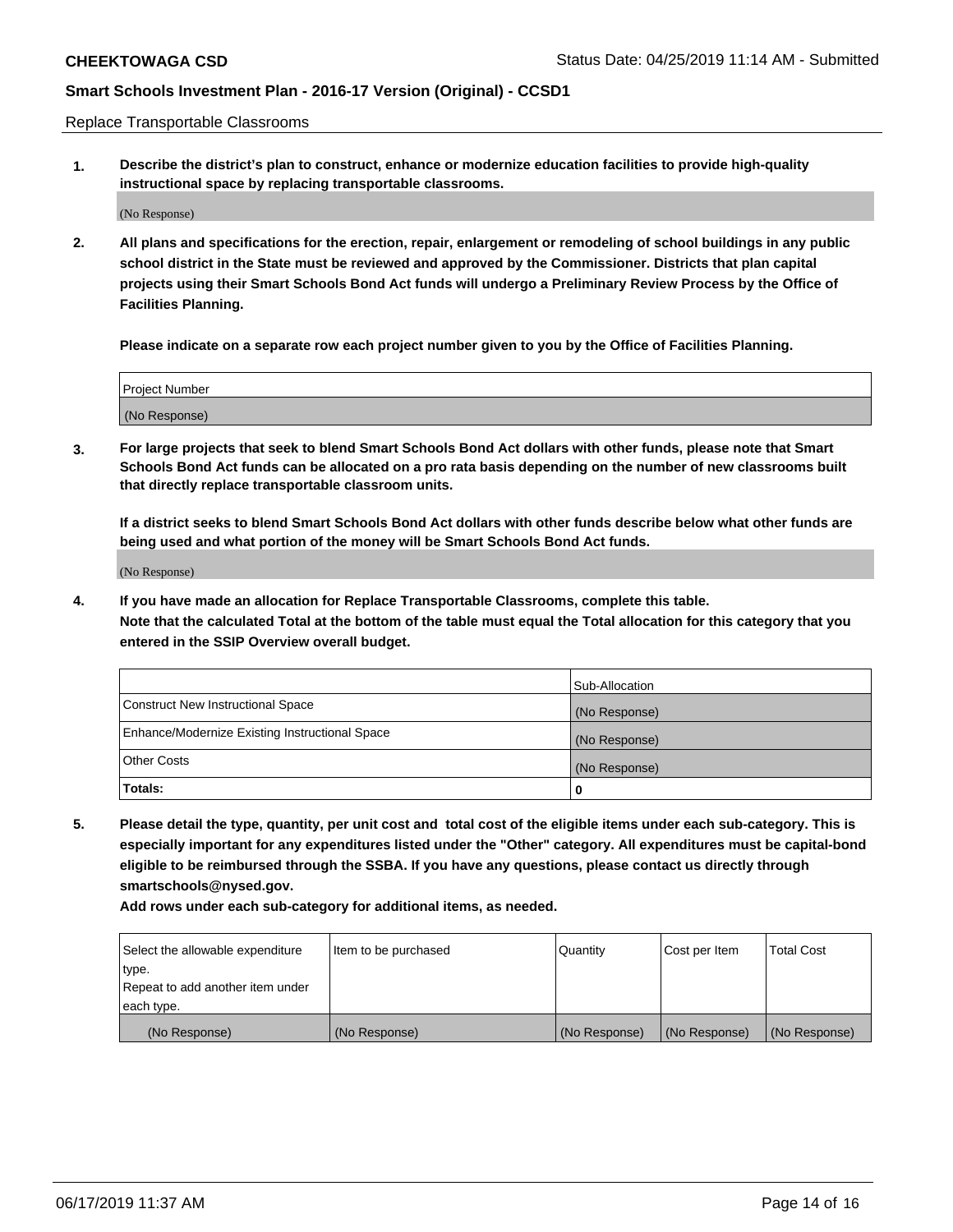Replace Transportable Classrooms

**1. Describe the district's plan to construct, enhance or modernize education facilities to provide high-quality instructional space by replacing transportable classrooms.**

(No Response)

**2. All plans and specifications for the erection, repair, enlargement or remodeling of school buildings in any public school district in the State must be reviewed and approved by the Commissioner. Districts that plan capital projects using their Smart Schools Bond Act funds will undergo a Preliminary Review Process by the Office of Facilities Planning.**

**Please indicate on a separate row each project number given to you by the Office of Facilities Planning.**

| Project Number |
| --- |
| (No Response) |

**3. For large projects that seek to blend Smart Schools Bond Act dollars with other funds, please note that Smart Schools Bond Act funds can be allocated on a pro rata basis depending on the number of new classrooms built that directly replace transportable classroom units.**

**If a district seeks to blend Smart Schools Bond Act dollars with other funds describe below what other funds are being used and what portion of the money will be Smart Schools Bond Act funds.**

(No Response)

**4. If you have made an allocation for Replace Transportable Classrooms, complete this table. Note that the calculated Total at the bottom of the table must equal the Total allocation for this category that you entered in the SSIP Overview overall budget.**

| | Sub-Allocation |
| --- | --- |
| Construct New Instructional Space | (No Response) |
| Enhance/Modernize Existing Instructional Space | (No Response) |
| Other Costs | (No Response) |
| **Totals:** | **0** |

**5. Please detail the type, quantity, per unit cost and total cost of the eligible items under each sub-category. This is especially important for any expenditures listed under the "Other" category. All expenditures must be capital-bond eligible to be reimbursed through the SSBA. If you have any questions, please contact us directly through smartschools@nysed.gov.**

**Add rows under each sub-category for additional items, as needed.**

| Select the allowable expenditure type. Repeat to add another item under each type. | Item to be purchased | Quantity | Cost per Item | Total Cost |
| --- | --- | --- | --- | --- |
| (No Response) | (No Response) | (No Response) | (No Response) | (No Response) |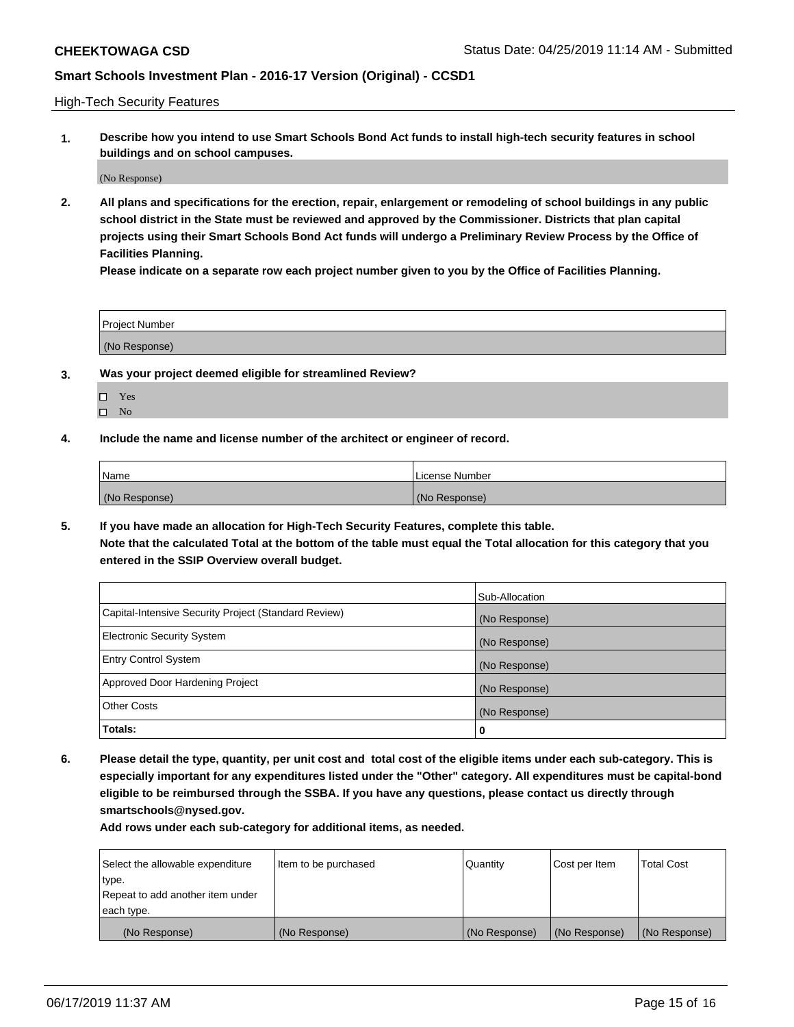High-Tech Security Features

**1. Describe how you intend to use Smart Schools Bond Act funds to install high-tech security features in school buildings and on school campuses.**

(No Response)

**2. All plans and specifications for the erection, repair, enlargement or remodeling of school buildings in any public school district in the State must be reviewed and approved by the Commissioner. Districts that plan capital projects using their Smart Schools Bond Act funds will undergo a Preliminary Review Process by the Office of Facilities Planning.**

**Please indicate on a separate row each project number given to you by the Office of Facilities Planning.**

| Project Number |
| --- |
| (No Response) |

**3. Was your project deemed eligible for streamlined Review?**

- ☐ Yes
- ☐ No

**4. Include the name and license number of the architect or engineer of record.**

| Name | License Number |
| --- | --- |
| (No Response) | (No Response) |

**5. If you have made an allocation for High-Tech Security Features, complete this table.**
**Note that the calculated Total at the bottom of the table must equal the Total allocation for this category that you entered in the SSIP Overview overall budget.**

| | Sub-Allocation |
| --- | --- |
| Capital-Intensive Security Project (Standard Review) | (No Response) |
| Electronic Security System | (No Response) |
| Entry Control System | (No Response) |
| Approved Door Hardening Project | (No Response) |
| Other Costs | (No Response) |
| **Totals:** | **0** |

**6. Please detail the type, quantity, per unit cost and total cost of the eligible items under each sub-category. This is especially important for any expenditures listed under the "Other" category. All expenditures must be capital-bond eligible to be reimbursed through the SSBA. If you have any questions, please contact us directly through smartschools@nysed.gov.**

**Add rows under each sub-category for additional items, as needed.**

| Select the allowable expenditure type. Repeat to add another item under each type. | Item to be purchased | Quantity | Cost per Item | Total Cost |
| --- | --- | --- | --- | --- |
| (No Response) | (No Response) | (No Response) | (No Response) | (No Response) |